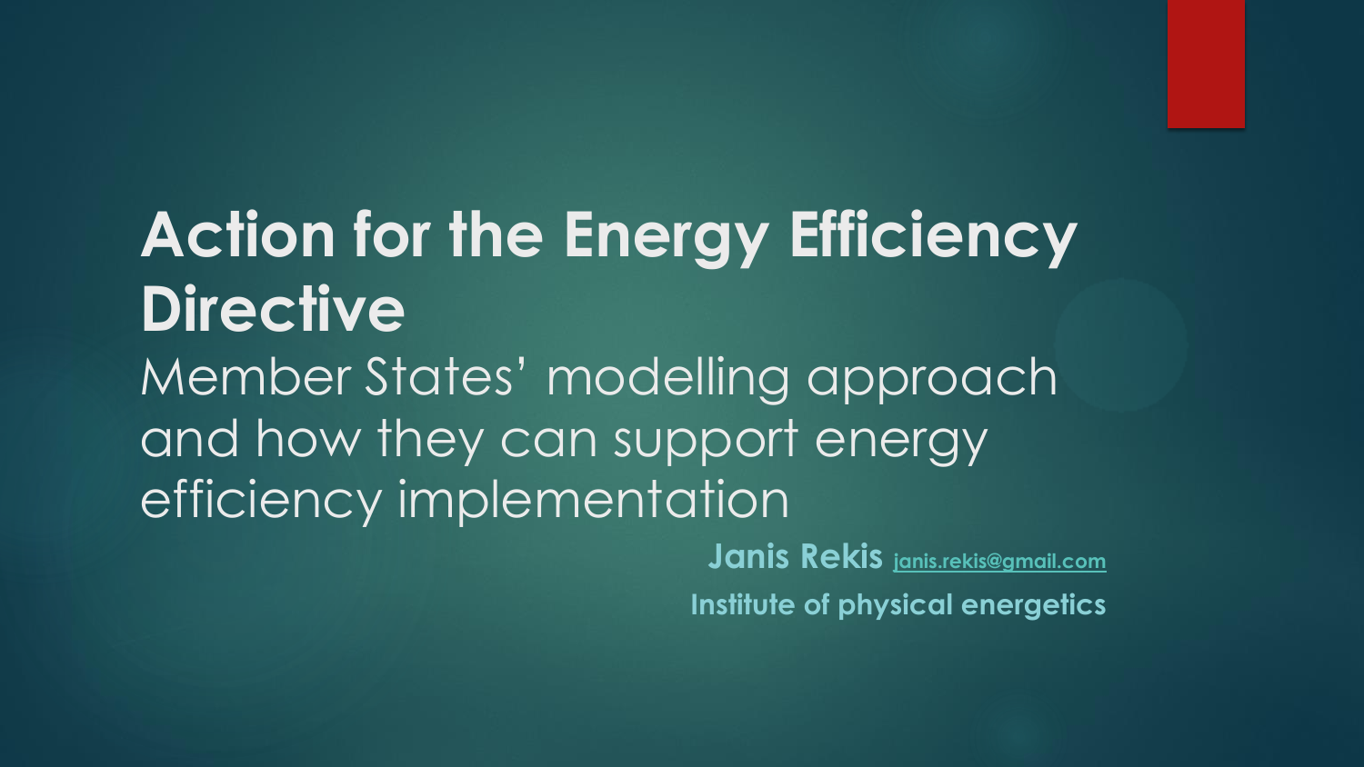# Action for the Energy Efficiency Directive

Member States' modelling approach and how they can support energy efficiency implementation

**Janis Rekis** janis.rekis@gmail.com

**Institute of physical energetics**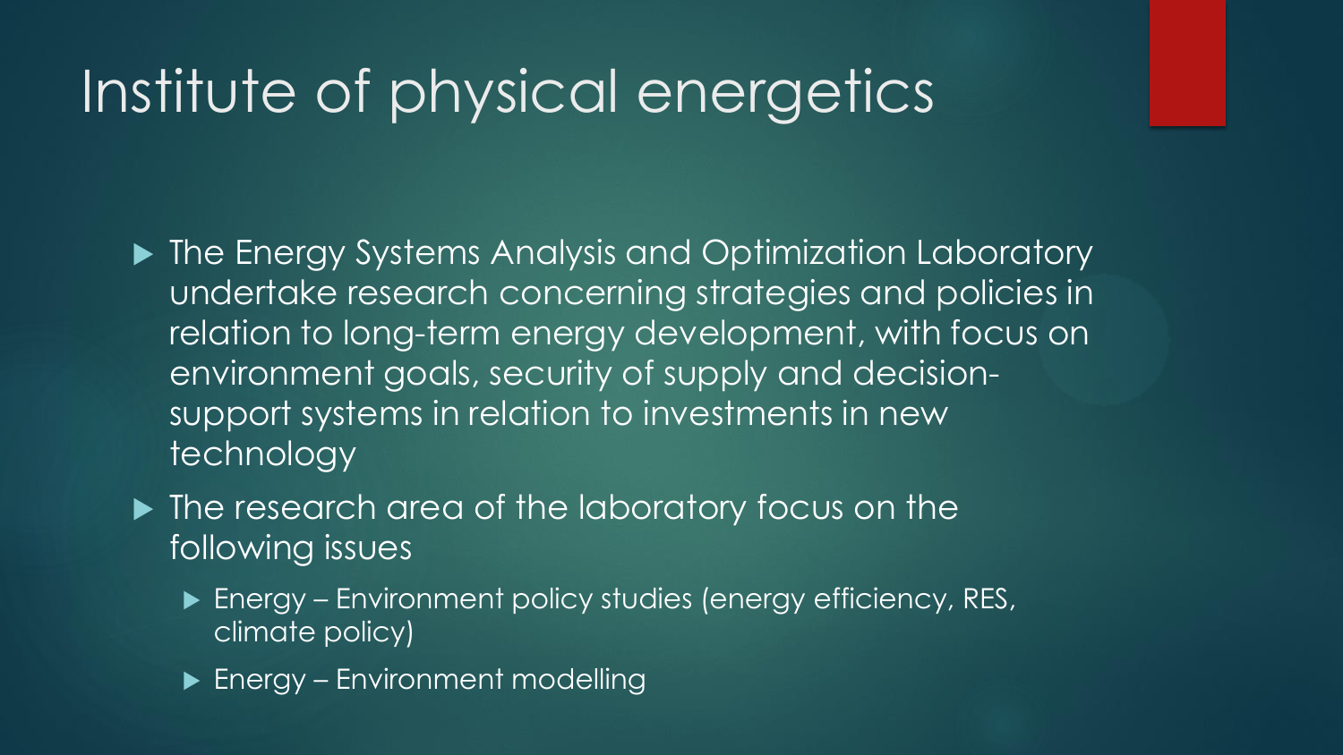# Institute of physical energetics

- The Energy Systems Analysis and Optimization Laboratory undertake research concerning strategies and policies in relation to long-term energy development, with focus on environment goals, security of supply and decision-support systems in relation to investments in new technology
- The research area of the laboratory focus on the following issues
  - Energy – Environment policy studies (energy efficiency, RES, climate policy)
  - Energy – Environment modelling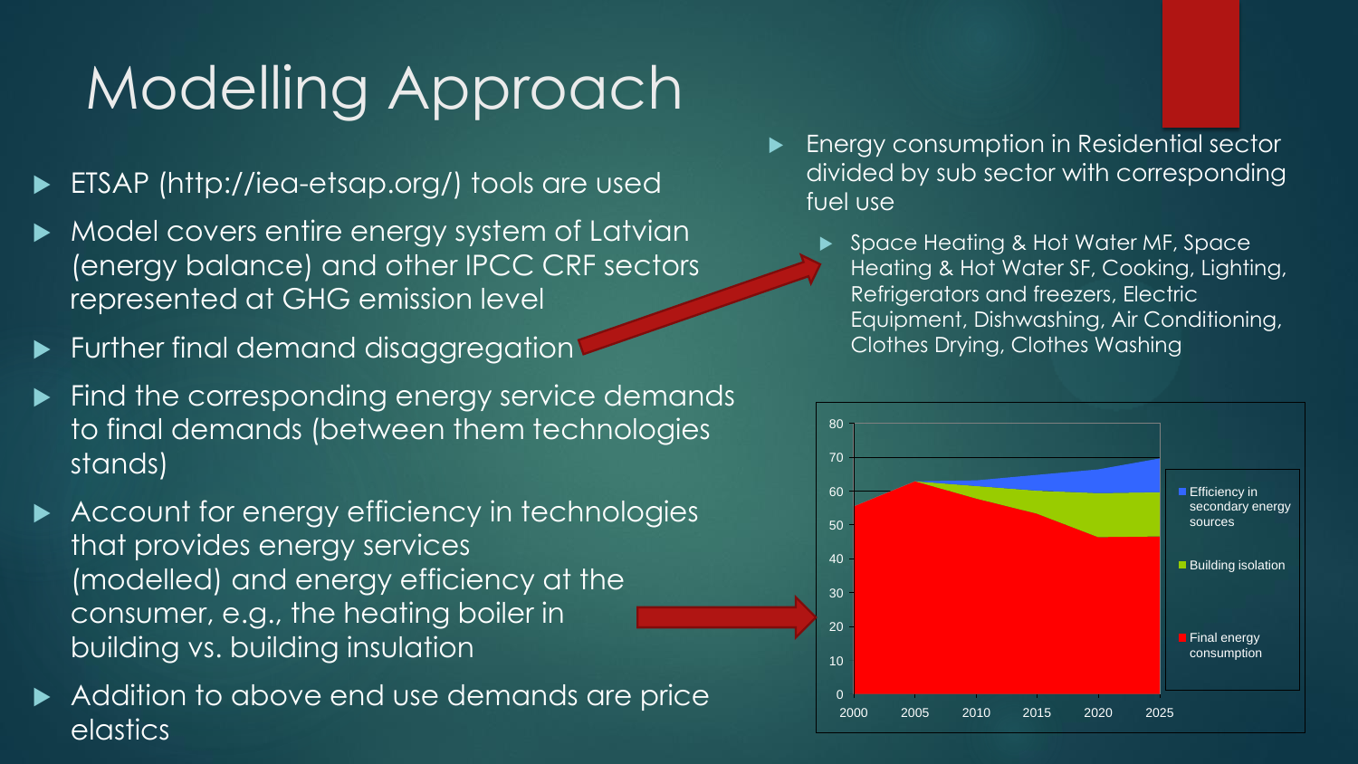# Modelling Approach

- ETSAP (http://iea-etsap.org/) tools are used
- Model covers entire energy system of Latvian (energy balance) and other IPCC CRF sectors represented at GHG emission level
- Further final demand disaggregation
- Find the corresponding energy service demands to final demands (between them technologies stands)
- Account for energy efficiency in technologies that provides energy services (modelled) and energy efficiency at the consumer, e.g., the heating boiler in building vs. building insulation
- Addition to above end use demands are price elastics

- Energy consumption in Residential sector divided by sub sector with corresponding fuel use
  - Space Heating & Hot Water MF, Space Heating & Hot Water SF, Cooking, Lighting, Refrigerators and freezers, Electric Equipment, Dishwashing, Air Conditioning, Clothes Drying, Clothes Washing

Legend: Efficiency in secondary energy sources; Building isolation; Final energy consumption

Axis values: 0, 10, 20, 30, 40, 50, 60, 70, 80; 2000, 2005, 2010, 2015, 2020, 2025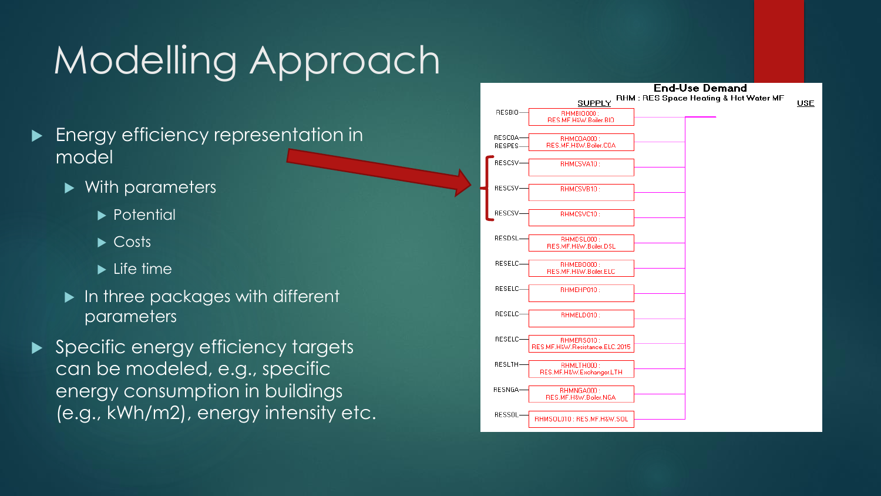# Modelling Approach

- Energy efficiency representation in model
  - With parameters
    - Potential
    - Costs
    - Life time
  - In three packages with different parameters
- Specific energy efficiency targets can be modeled, e.g., specific energy consumption in buildings (e.g., kWh/m2), energy intensity etc.

**End-Use Demand**

RHM : RES Space Heating & Hot Water MF

| SUPPLY | Process | USE |
| --- | --- | --- |
| RESBIO | RHMBIO000 : RES.MF.H&W.Boiler.BIO | |
| RESCOA, RESPES | RHMCOA000 : RES.MF.H&W.Boiler.COA | |
| RESCSV | RHMCSVA10 : | |
| RESCSV | RHMCSVB10 : | |
| RESCSV | RHMCSVC10 : | |
| RESDSL | RHMDSL000 : RES.MF.H&W.Boiler.DSL | |
| RESELC | RHMEBO000 : RES.MF.H&W.Boiler.ELC | |
| RESELC | RHMEHP010 : | |
| RESELC | RHMELD010 : | |
| RESELC | RHMERS010 : RES.MF.H&W.Resistance.ELC.2015 | |
| RESLTH | RHMLTH000 : RES.MF.H&W.Exchanger.LTH | |
| RESNGA | RHMNGA000 : RES.MF.H&W.Boiler.NGA | |
| RESSOL | RHMSOL010 : RES.MF.H&W.SOL | |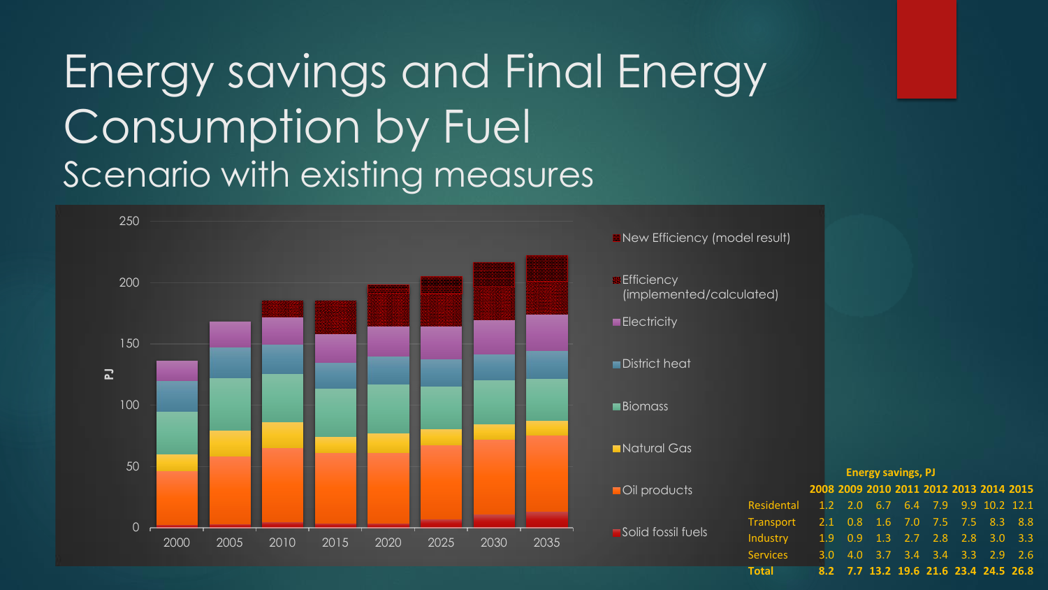# Energy savings and Final Energy Consumption by Fuel

## Scenario with existing measures

**Energy savings, PJ**

| | 2008 | 2009 | 2010 | 2011 | 2012 | 2013 | 2014 | 2015 |
|---|---|---|---|---|---|---|---|---|
| Residental | 1.2 | 2.0 | 6.7 | 6.4 | 7.9 | 9.9 | 10.2 | 12.1 |
| Transport | 2.1 | 0.8 | 1.6 | 7.0 | 7.5 | 7.5 | 8.3 | 8.8 |
| Industry | 1.9 | 0.9 | 1.3 | 2.7 | 2.8 | 2.8 | 3.0 | 3.3 |
| Services | 3.0 | 4.0 | 3.7 | 3.4 | 3.4 | 3.3 | 2.9 | 2.6 |
| **Total** | **8.2** | **7.7** | **13.2** | **19.6** | **21.6** | **23.4** | **24.5** | **26.8** |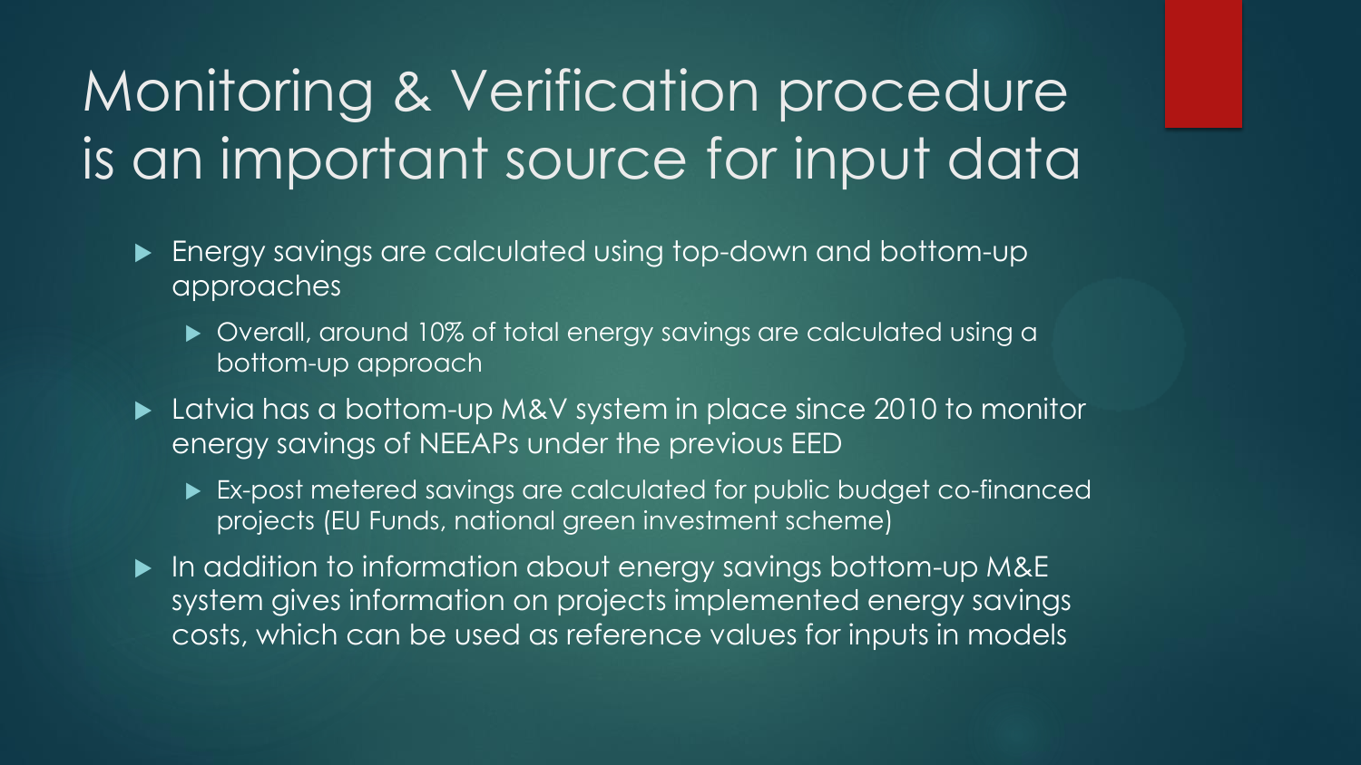# Monitoring & Verification procedure is an important source for input data

- Energy savings are calculated using top-down and bottom-up approaches
  - Overall, around 10% of total energy savings are calculated using a bottom-up approach
- Latvia has a bottom-up M&V system in place since 2010 to monitor energy savings of NEEAPs under the previous EED
  - Ex-post metered savings are calculated for public budget co-financed projects (EU Funds, national green investment scheme)
- In addition to information about energy savings bottom-up M&E system gives information on projects implemented energy savings costs, which can be used as reference values for inputs in models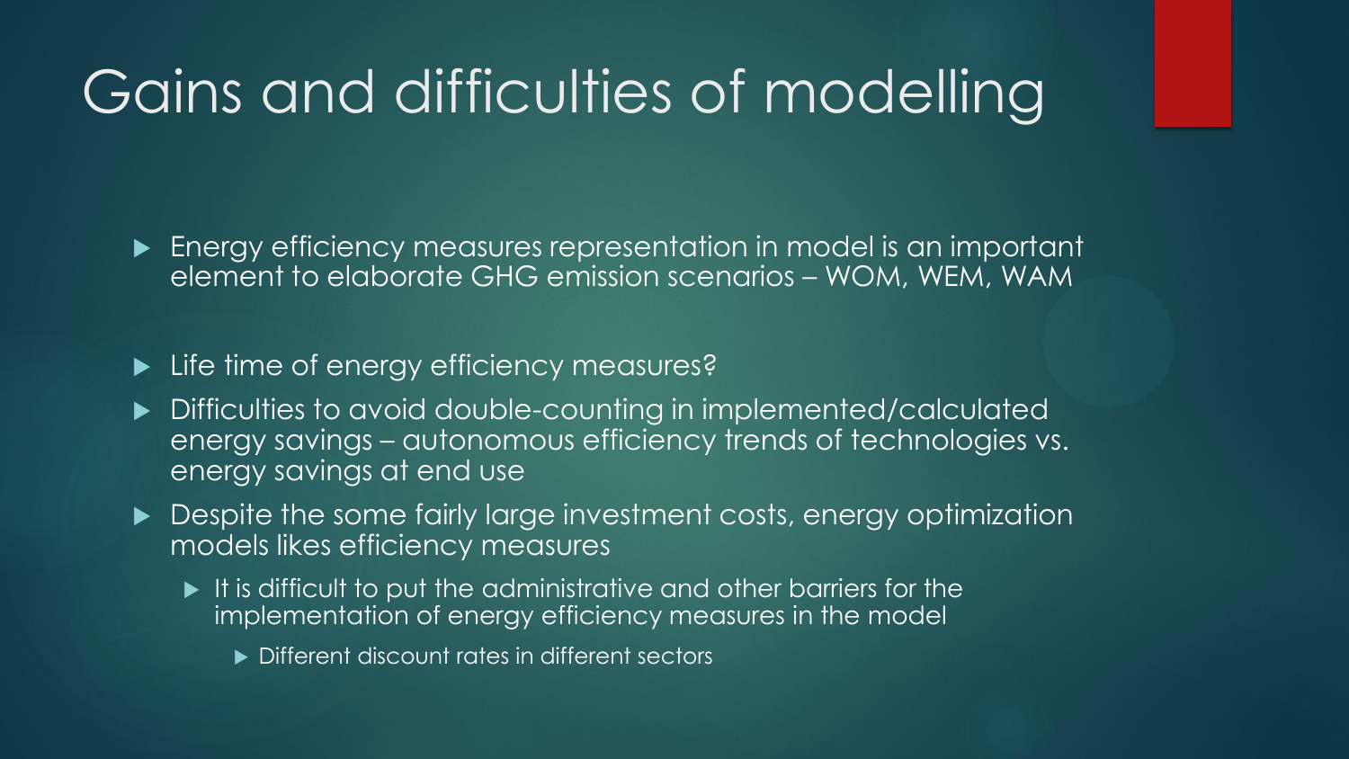# Gains and difficulties of modelling

- Energy efficiency measures representation in model is an important element to elaborate GHG emission scenarios – WOM, WEM, WAM
- Life time of energy efficiency measures?
- Difficulties to avoid double-counting in implemented/calculated energy savings – autonomous efficiency trends of technologies vs. energy savings at end use
- Despite the some fairly large investment costs, energy optimization models likes efficiency measures
  - It is difficult to put the administrative and other barriers for the implementation of energy efficiency measures in the model
    - Different discount rates in different sectors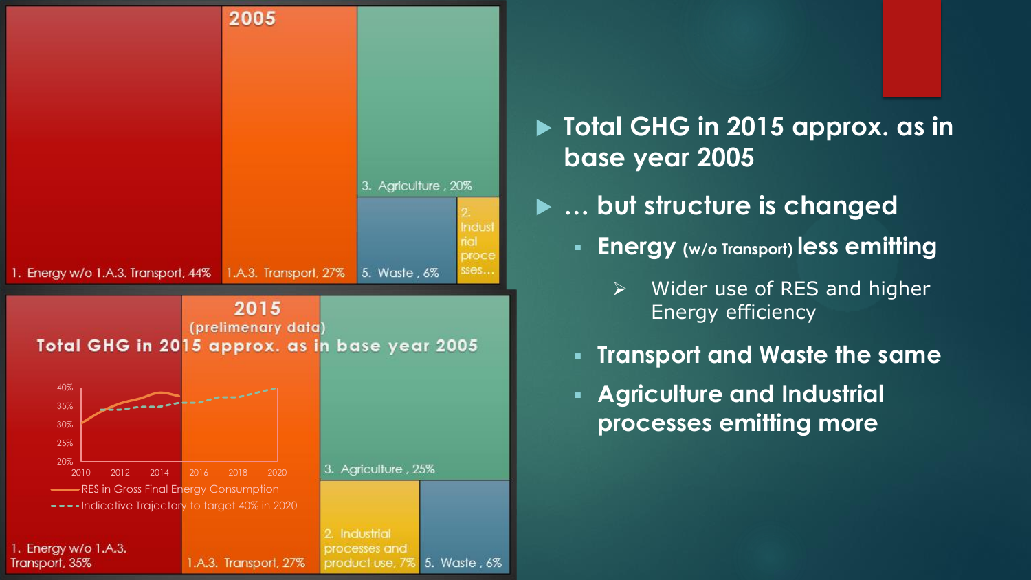## 2005

| Sector | Share |
| --- | --- |
| 1. Energy w/o 1.A.3. Transport | 44% |
| 1.A.3. Transport | 27% |
| 3. Agriculture | 20% |
| 5. Waste | 6% |
| 2. Industrial processes... | |

## 2015 (prelimenary data)

**Total GHG in 2015 approx. as in base year 2005**

| Sector | Share |
| --- | --- |
| 1. Energy w/o 1.A.3. Transport | 35% |
| 1.A.3. Transport | 27% |
| 3. Agriculture | 25% |
| 2. Industrial processes and product use | 7% |
| 5. Waste | 6% |

Chart (2010–2020, 20%–40%):
- RES in Gross Final Energy Consumption
- Indicative Trajectory to target 40% in 2020

- **Total GHG in 2015 approx. as in base year 2005**
- **… but structure is changed**
  - **Energy** (w/o Transport) **less emitting**
    - Wider use of RES and higher Energy efficiency
  - **Transport and Waste the same**
  - **Agriculture and Industrial processes emitting more**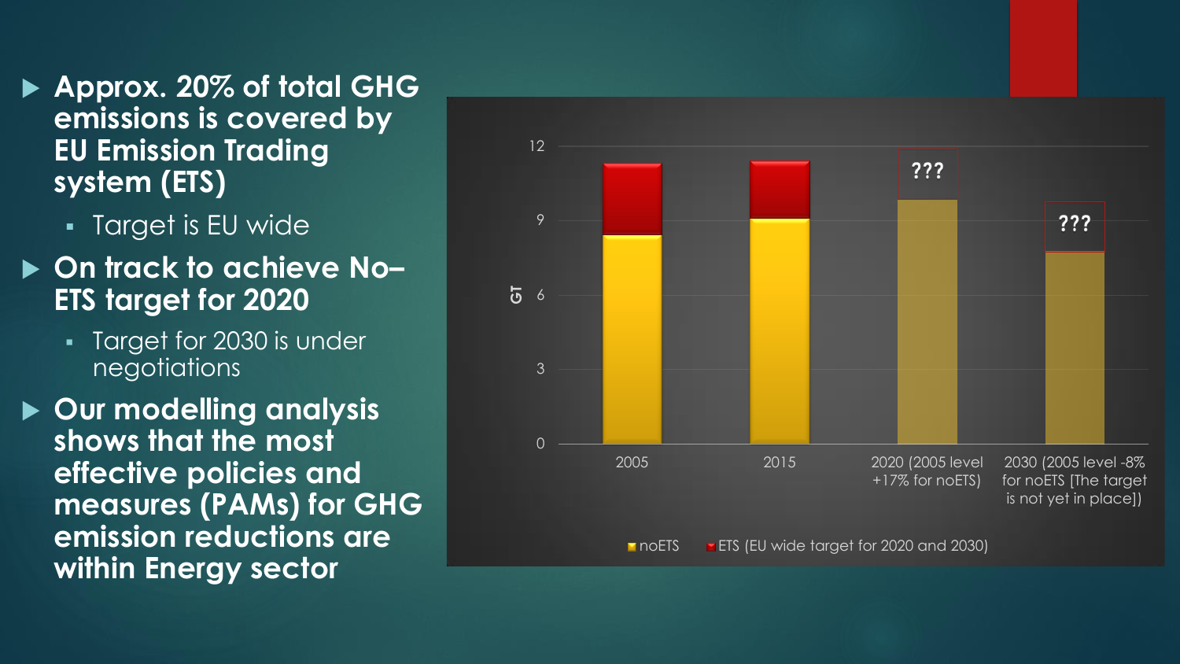- **Approx. 20% of total GHG emissions is covered by EU Emission Trading system (ETS)**
  - Target is EU wide
- **On track to achieve No–ETS target for 2020**
  - Target for 2030 is under negotiations
- **Our modelling analysis shows that the most effective policies and measures (PAMs) for GHG emission reductions are within Energy sector**

GT

| | 2005 | 2015 | 2020 (2005 level +17% for noETS) | 2030 (2005 level -8% for noETS [The target is not yet in place]) |
|---|---|---|---|---|
| noETS | | | | |
| ETS (EU wide target for 2020 and 2030) | | | ??? | ??? |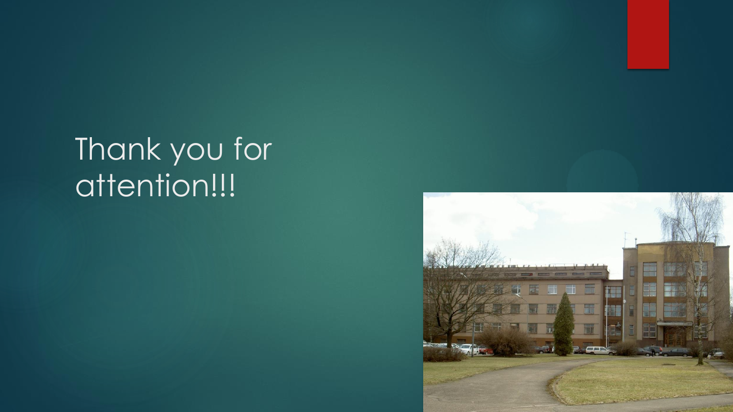# Thank you for attention!!!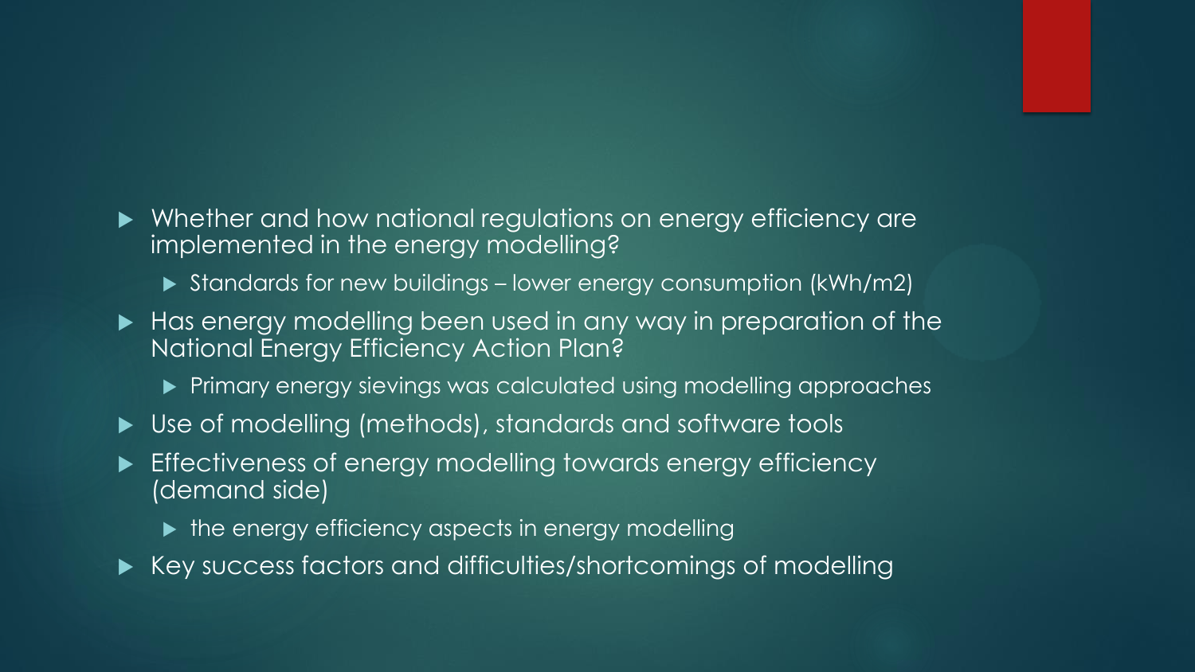- Whether and how national regulations on energy efficiency are implemented in the energy modelling?
  - Standards for new buildings – lower energy consumption (kWh/m2)
- Has energy modelling been used in any way in preparation of the National Energy Efficiency Action Plan?
  - Primary energy sievings was calculated using modelling approaches
- Use of modelling (methods), standards and software tools
- Effectiveness of energy modelling towards energy efficiency (demand side)
  - the energy efficiency aspects in energy modelling
- Key success factors and difficulties/shortcomings of modelling